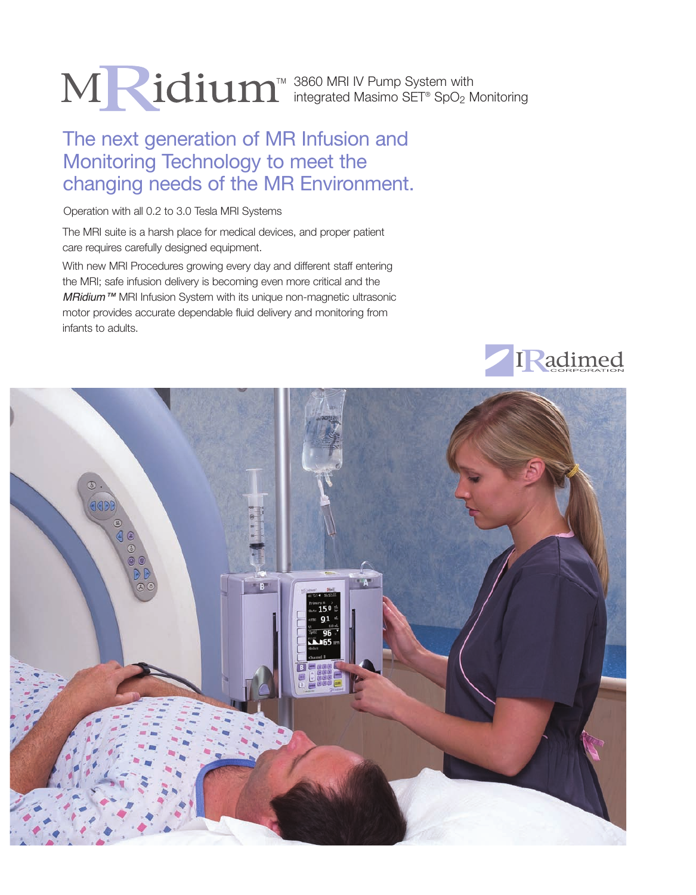# MRidium™ 3860 MRI IV Pump System with integrated Masimo SET® $SpO_2$ Monitoring

## The next generation of MR Infusion and Monitoring Technology to meet the changing needs of the MR Environment.

Operation with all 0.2 to 3.0 Tesla MRI Systems

The MRI suite is a harsh place for medical devices, and proper patient care requires carefully designed equipment.

With new MRI Procedures growing every day and different staff entering the MRI; safe infusion delivery is becoming even more critical and the *MRidium™* MRI Infusion System with its unique non-magnetic ultrasonic motor provides accurate dependable fluid delivery and monitoring from infants to adults.

IRadimed CORPORATION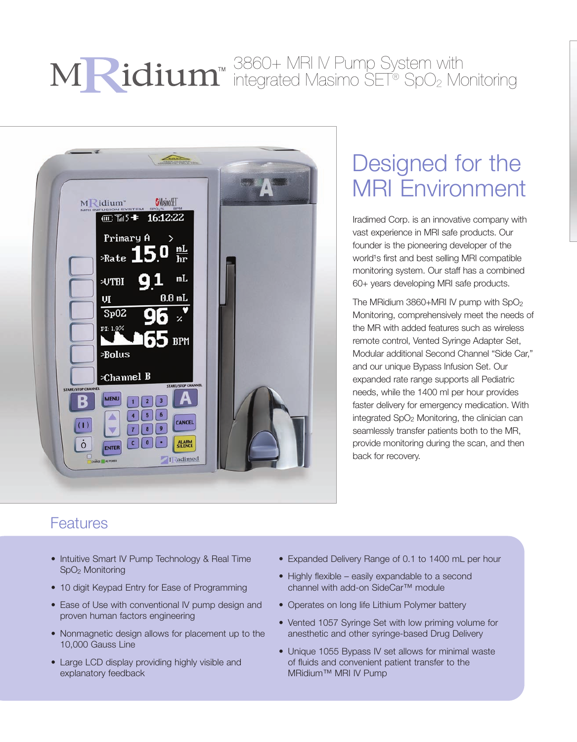# MRidium™ 3860+ MRI IV Pump System with integrated Masimo SET® $SpO_2$ Monitoring

## Designed for the MRI Environment

Iradimed Corp. is an innovative company with vast experience in MRI safe products. Our founder is the pioneering developer of the world¹s first and best selling MRI compatible monitoring system. Our staff has a combined 60+ years developing MRI safe products.

The MRidium 3860+MRI IV pump with $SpO_2$ Monitoring, comprehensively meet the needs of the MR with added features such as wireless remote control, Vented Syringe Adapter Set, Modular additional Second Channel "Side Car," and our unique Bypass Infusion Set. Our expanded rate range supports all Pediatric needs, while the 1400 ml per hour provides faster delivery for emergency medication. With integrated $SpO_2$ Monitoring, the clinician can seamlessly transfer patients both to the MR, provide monitoring during the scan, and then back for recovery.

## Features

- Intuitive Smart IV Pump Technology & Real Time $SpO_2$ Monitoring
- 10 digit Keypad Entry for Ease of Programming
- Ease of Use with conventional IV pump design and proven human factors engineering
- Nonmagnetic design allows for placement up to the 10,000 Gauss Line
- Large LCD display providing highly visible and explanatory feedback
- Expanded Delivery Range of 0.1 to 1400 mL per hour
- Highly flexible – easily expandable to a second channel with add-on SideCar™ module
- Operates on long life Lithium Polymer battery
- Vented 1057 Syringe Set with low priming volume for anesthetic and other syringe-based Drug Delivery
- Unique 1055 Bypass IV set allows for minimal waste of fluids and convenient patient transfer to the MRidium™ MRI IV Pump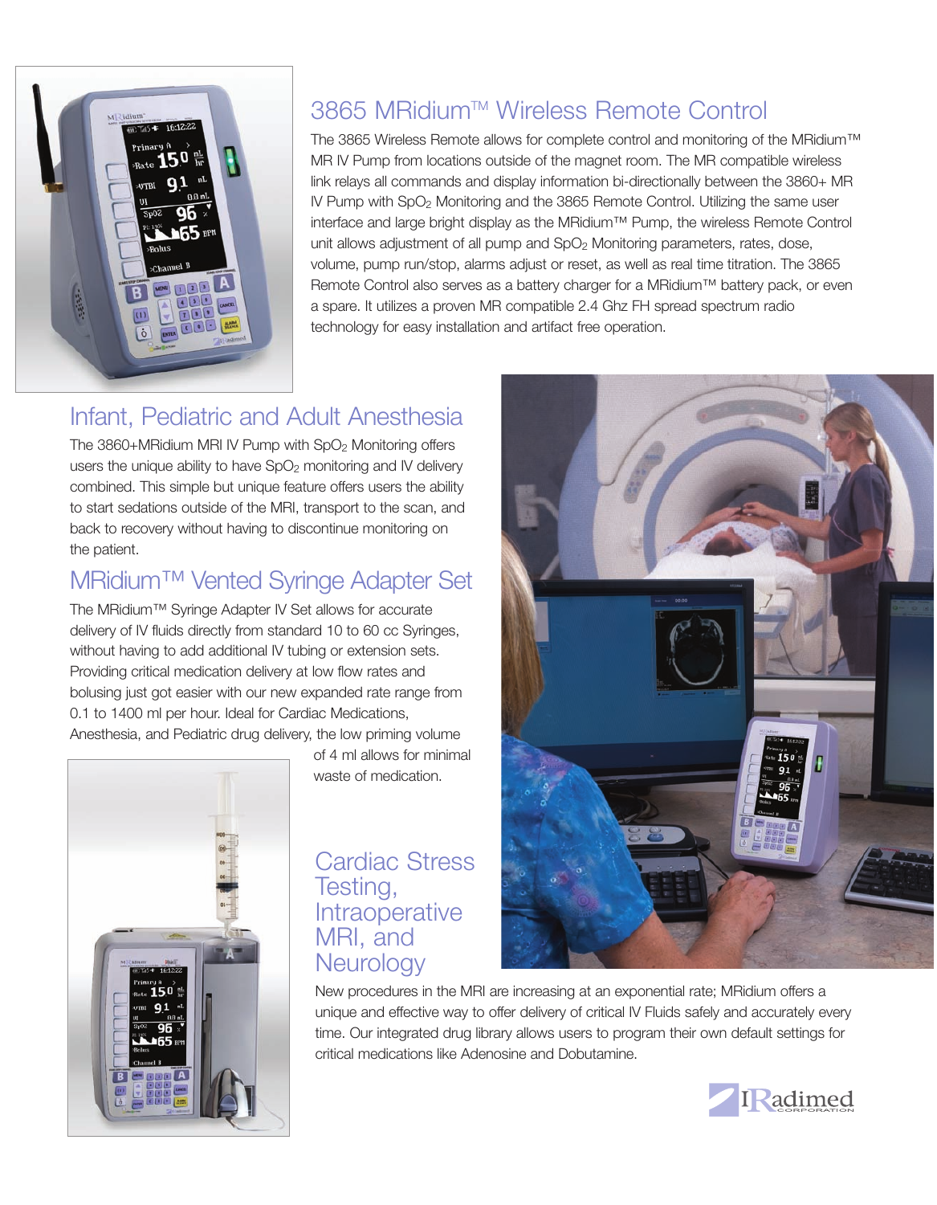## 3865 MRidium™ Wireless Remote Control

The 3865 Wireless Remote allows for complete control and monitoring of the MRidium™ MR IV Pump from locations outside of the magnet room. The MR compatible wireless link relays all commands and display information bi-directionally between the 3860+ MR IV Pump with $SpO_2$ Monitoring and the 3865 Remote Control. Utilizing the same user interface and large bright display as the MRidium™ Pump, the wireless Remote Control unit allows adjustment of all pump and $SpO_2$ Monitoring parameters, rates, dose, volume, pump run/stop, alarms adjust or reset, as well as real time titration. The 3865 Remote Control also serves as a battery charger for a MRidium™ battery pack, or even a spare. It utilizes a proven MR compatible 2.4 Ghz FH spread spectrum radio technology for easy installation and artifact free operation.

## Infant, Pediatric and Adult Anesthesia

The 3860+MRidium MRI IV Pump with $SpO_2$ Monitoring offers users the unique ability to have $SpO_2$ monitoring and IV delivery combined. This simple but unique feature offers users the ability to start sedations outside of the MRI, transport to the scan, and back to recovery without having to discontinue monitoring on the patient.

## MRidium™ Vented Syringe Adapter Set

The MRidium™ Syringe Adapter IV Set allows for accurate delivery of IV fluids directly from standard 10 to 60 cc Syringes, without having to add additional IV tubing or extension sets. Providing critical medication delivery at low flow rates and bolusing just got easier with our new expanded rate range from 0.1 to 1400 ml per hour. Ideal for Cardiac Medications, Anesthesia, and Pediatric drug delivery, the low priming volume of 4 ml allows for minimal waste of medication.

## Cardiac Stress Testing, Intraoperative MRI, and Neurology

New procedures in the MRI are increasing at an exponential rate; MRidium offers a unique and effective way to offer delivery of critical IV Fluids safely and accurately every time. Our integrated drug library allows users to program their own default settings for critical medications like Adenosine and Dobutamine.

IRadimed CORPORATION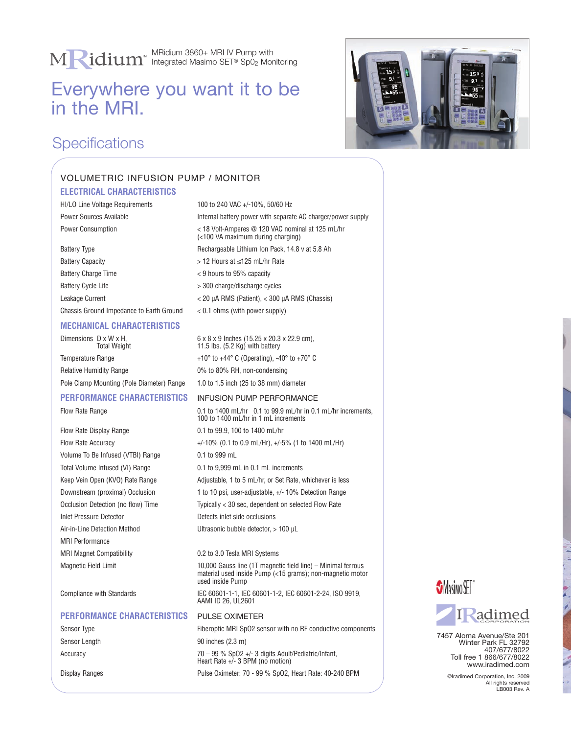# MRidium™

MRidium 3860+ MRI IV Pump with Integrated Masimo SET® $SpO_2$ Monitoring

## Everywhere you want it to be in the MRI.

## Specifications

### VOLUMETRIC INFUSION PUMP / MONITOR

#### ELECTRICAL CHARACTERISTICS

| | |
|---|---|
| HI/LO Line Voltage Requirements | 100 to 240 VAC +/-10%, 50/60 Hz |
| Power Sources Available | Internal battery power with separate AC charger/power supply |
| Power Consumption | < 18 Volt-Amperes @ 120 VAC nominal at 125 mL/hr (<100 VA maximum during charging) |
| Battery Type | Rechargeable Lithium Ion Pack, 14.8 v at 5.8 Ah |
| Battery Capacity | > 12 Hours at ≤125 mL/hr Rate |
| Battery Charge Time | < 9 hours to 95% capacity |
| Battery Cycle Life | > 300 charge/discharge cycles |
| Leakage Current | < 20 µA RMS (Patient), < 300 µA RMS (Chassis) |
| Chassis Ground Impedance to Earth Ground | < 0.1 ohms (with power supply) |

#### MECHANICAL CHARACTERISTICS

| | |
|---|---|
| Dimensions D x W x H, Total Weight | 6 x 8 x 9 Inches (15.25 x 20.3 x 22.9 cm), 11.5 lbs. (5.2 Kg) with battery |
| Temperature Range | +10° to +44° C (Operating), -40° to +70° C |
| Relative Humidity Range | 0% to 80% RH, non-condensing |
| Pole Clamp Mounting (Pole Diameter) Range | 1.0 to 1.5 inch (25 to 38 mm) diameter |

#### PERFORMANCE CHARACTERISTICS — INFUSION PUMP PERFORMANCE

| | |
|---|---|
| Flow Rate Range | 0.1 to 1400 mL/hr 0.1 to 99.9 mL/hr in 0.1 mL/hr increments, 100 to 1400 mL/hr in 1 mL increments |
| Flow Rate Display Range | 0.1 to 99.9, 100 to 1400 mL/hr |
| Flow Rate Accuracy | +/-10% (0.1 to 0.9 mL/Hr), +/-5% (1 to 1400 mL/Hr) |
| Volume To Be Infused (VTBI) Range | 0.1 to 999 mL |
| Total Volume Infused (VI) Range | 0.1 to 9,999 mL in 0.1 mL increments |
| Keep Vein Open (KVO) Rate Range | Adjustable, 1 to 5 mL/hr, or Set Rate, whichever is less |
| Downstream (proximal) Occlusion | 1 to 10 psi, user-adjustable, +/- 10% Detection Range |
| Occlusion Detection (no flow) Time | Typically < 30 sec, dependent on selected Flow Rate |
| Inlet Pressure Detector | Detects inlet side occlusions |
| Air-in-Line Detection Method | Ultrasonic bubble detector, > 100 µL |
| MRI Performance | |
| MRI Magnet Compatibility | 0.2 to 3.0 Tesla MRI Systems |
| Magnetic Field Limit | 10,000 Gauss line (1T magnetic field line) – Minimal ferrous material used inside Pump (<15 grams); non-magnetic motor used inside Pump |
| Compliance with Standards | IEC 60601-1-1, IEC 60601-1-2, IEC 60601-2-24, ISO 9919, AAMI ID 26, UL2601 |

#### PERFORMANCE CHARACTERISTICS — PULSE OXIMETER

| | |
|---|---|
| Sensor Type | Fiberoptic MRI SpO2 sensor with no RF conductive components |
| Sensor Length | 90 inches (2.3 m) |
| Accuracy | 70 – 99 % SpO2 +/- 3 digits Adult/Pediatric/Infant, Heart Rate +/- 3 BPM (no motion) |
| Display Ranges | Pulse Oximeter: 70 - 99 % SpO2, Heart Rate: 40-240 BPM |

Masimo SET®

Iradimed Corporation

7457 Aloma Avenue/Ste 201
Winter Park FL 32792
407/677/8022
Toll free 1 866/677/8022
www.iradimed.com

©Iradimed Corporation, Inc. 2009
All rights reserved
LB003 Rev. A